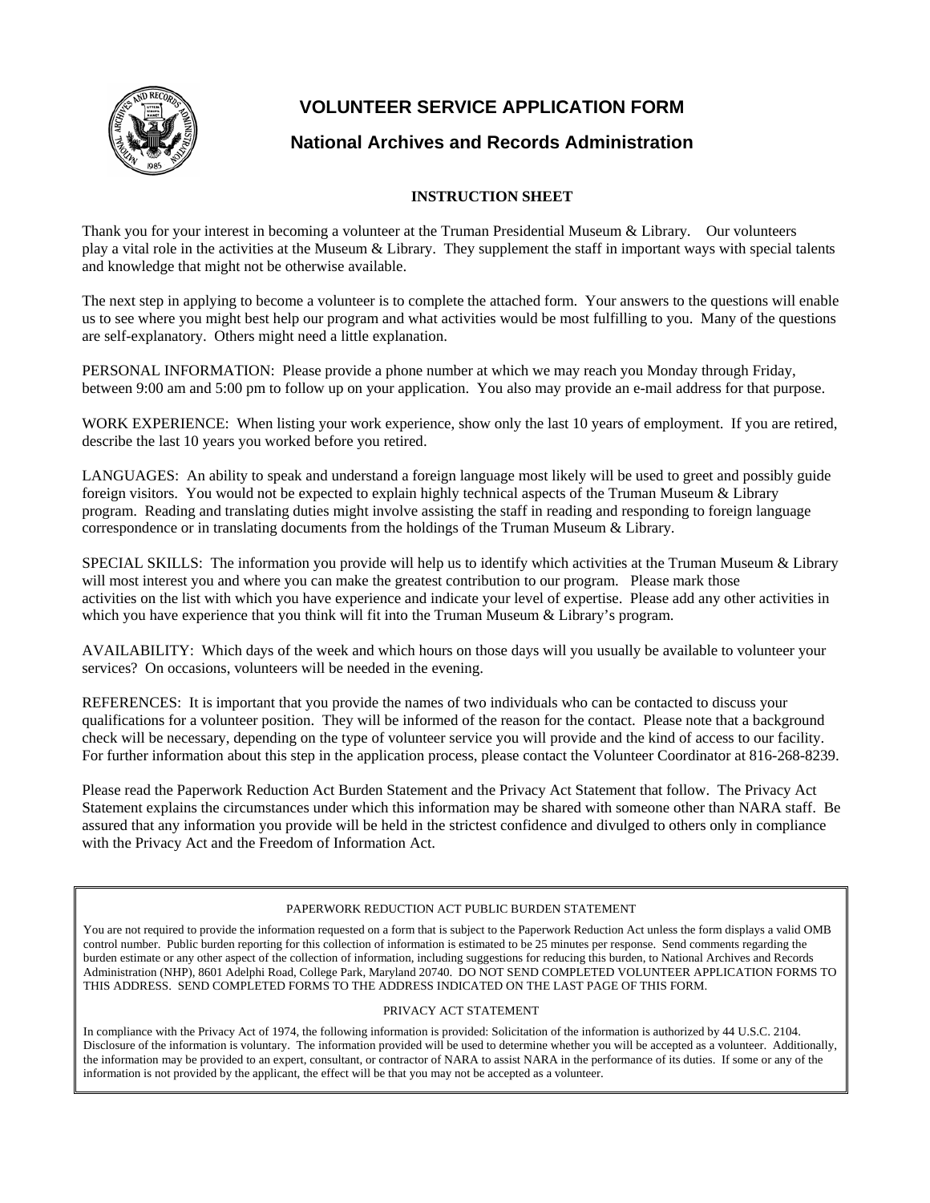# VOLUNTEER SERVICE APPLICATION FORM

## National Archives and Records Administration

### INSTRUCTION SHEET

Thank you for your interest in becoming a volunteer at the Truman Presidential Museum & Library. Our volunteers play a vital role in the activities at the Museum & Library. They supplement the staff in important ways with special talents and knowledge that might not be otherwise available.

The next step in applying to become a volunteer is to complete the attached form. Your answers to the questions will enable us to see where you might best help our program and what activities would be most fulfilling to you. Many of the questions are self-explanatory. Others might need a little explanation.

PERSONAL INFORMATION: Please provide a phone number at which we may reach you Monday through Friday, between 9:00 am and 5:00 pm to follow up on your application. You also may provide an e-mail address for that purpose.

WORK EXPERIENCE: When listing your work experience, show only the last 10 years of employment. If you are retired, describe the last 10 years you worked before you retired.

LANGUAGES: An ability to speak and understand a foreign language most likely will be used to greet and possibly guide foreign visitors. You would not be expected to explain highly technical aspects of the Truman Museum & Library program. Reading and translating duties might involve assisting the staff in reading and responding to foreign language correspondence or in translating documents from the holdings of the Truman Museum & Library.

SPECIAL SKILLS: The information you provide will help us to identify which activities at the Truman Museum & Library will most interest you and where you can make the greatest contribution to our program. Please mark those activities on the list with which you have experience and indicate your level of expertise. Please add any other activities in which you have experience that you think will fit into the Truman Museum & Library's program.

AVAILABILITY: Which days of the week and which hours on those days will you usually be available to volunteer your services? On occasions, volunteers will be needed in the evening.

REFERENCES: It is important that you provide the names of two individuals who can be contacted to discuss your qualifications for a volunteer position. They will be informed of the reason for the contact. Please note that a background check will be necessary, depending on the type of volunteer service you will provide and the kind of access to our facility. For further information about this step in the application process, please contact the Volunteer Coordinator at 816-268-8239.

Please read the Paperwork Reduction Act Burden Statement and the Privacy Act Statement that follow. The Privacy Act Statement explains the circumstances under which this information may be shared with someone other than NARA staff. Be assured that any information you provide will be held in the strictest confidence and divulged to others only in compliance with the Privacy Act and the Freedom of Information Act.

PAPERWORK REDUCTION ACT PUBLIC BURDEN STATEMENT

You are not required to provide the information requested on a form that is subject to the Paperwork Reduction Act unless the form displays a valid OMB control number. Public burden reporting for this collection of information is estimated to be 25 minutes per response. Send comments regarding the burden estimate or any other aspect of the collection of information, including suggestions for reducing this burden, to National Archives and Records Administration (NHP), 8601 Adelphi Road, College Park, Maryland 20740. DO NOT SEND COMPLETED VOLUNTEER APPLICATION FORMS TO THIS ADDRESS. SEND COMPLETED FORMS TO THE ADDRESS INDICATED ON THE LAST PAGE OF THIS FORM.

PRIVACY ACT STATEMENT

In compliance with the Privacy Act of 1974, the following information is provided: Solicitation of the information is authorized by 44 U.S.C. 2104. Disclosure of the information is voluntary. The information provided will be used to determine whether you will be accepted as a volunteer. Additionally, the information may be provided to an expert, consultant, or contractor of NARA to assist NARA in the performance of its duties. If some or any of the information is not provided by the applicant, the effect will be that you may not be accepted as a volunteer.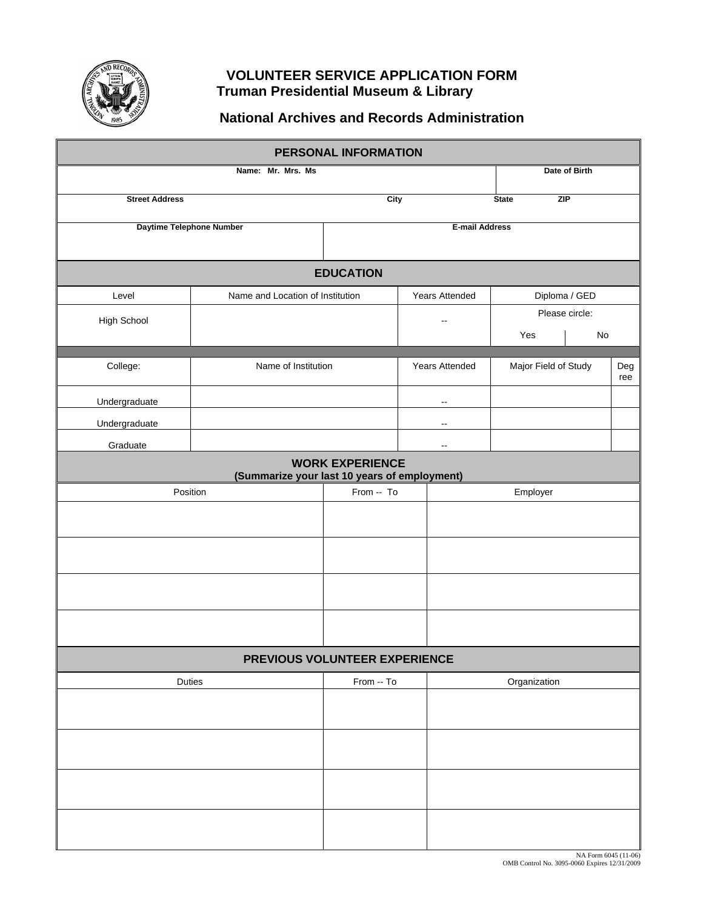# VOLUNTEER SERVICE APPLICATION FORM
## Truman Presidential Museum & Library
## National Archives and Records Administration

## PERSONAL INFORMATION

| Name: Mr. Mrs. Ms | | | Date of Birth |
|---|---|---|---|
| **Street Address** | **City** | **State** | **ZIP** |
| | | | |
| **Daytime Telephone Number** | **E-mail Address** | | |
| | | | |

## EDUCATION

| Level | Name and Location of Institution | Years Attended | Diploma / GED |
|---|---|---|---|
| High School | | -- | Please circle: Yes No |

| College: | Name of Institution | Years Attended | Major Field of Study | Degree |
|---|---|---|---|---|
| Undergraduate | | -- | | |
| Undergraduate | | -- | | |
| Graduate | | -- | | |

## WORK EXPERIENCE
**(Summarize your last 10 years of employment)**

| Position | From -- To | Employer |
|---|---|---|
| | | |
| | | |
| | | |
| | | |

## PREVIOUS VOLUNTEER EXPERIENCE

| Duties | From -- To | Organization |
|---|---|---|
| | | |
| | | |
| | | |
| | | |

NA Form 6045 (11-06)
OMB Control No. 3095-0060 Expires 12/31/2009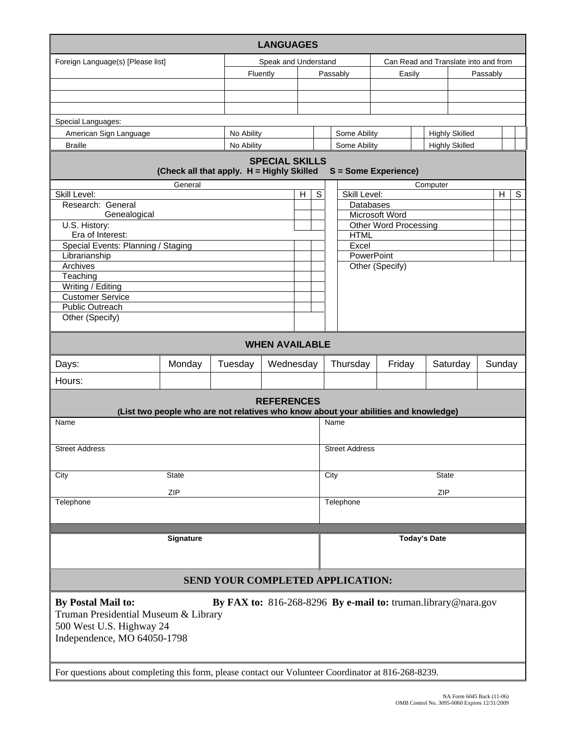## LANGUAGES

| Foreign Language(s) [Please list] | Speak and Understand | | Can Read and Translate into and from | |
|---|---|---|---|---|
| | Fluently | Passably | Easily | Passably |
| | | | | |
| | | | | |
| | | | | |

Special Languages:

| | | | | | | |
|---|---|---|---|---|---|---|
| American Sign Language | No Ability | | Some Ability | | Highly Skilled | |
| Braille | No Ability | | Some Ability | | Highly Skilled | |

## SPECIAL SKILLS

**(Check all that apply. H = Highly Skilled S = Some Experience)**

| General | | | Computer | | |
|---|---|---|---|---|---|
| Skill Level: | H | S | Skill Level: | H | S |
| Research: General | | | Databases | | |
| Genealogical | | | Microsoft Word | | |
| U.S. History: | | | Other Word Processing | | |
| Era of Interest: | | | HTML | | |
| Special Events: Planning / Staging | | | Excel | | |
| Librarianship | | | PowerPoint | | |
| Archives | | | Other (Specify) | | |
| Teaching | | | | | |
| Writing / Editing | | | | | |
| Customer Service | | | | | |
| Public Outreach | | | | | |
| Other (Specify) | | | | | |

## WHEN AVAILABLE

| Days: | Monday | Tuesday | Wednesday | Thursday | Friday | Saturday | Sunday |
|---|---|---|---|---|---|---|---|
| Hours: | | | | | | | |

## REFERENCES

**(List two people who are not relatives who know about your abilities and knowledge)**

| | |
|---|---|
| Name | Name |
| Street Address | Street Address |
| City State ZIP | City State ZIP |
| Telephone | Telephone |

| Signature | Today's Date |
|---|---|
| | |

## SEND YOUR COMPLETED APPLICATION:

**By Postal Mail to:**
Truman Presidential Museum & Library
500 West U.S. Highway 24
Independence, MO 64050-1798

**By FAX to:** 816-268-8296 **By e-mail to:** truman.library@nara.gov

For questions about completing this form, please contact our Volunteer Coordinator at 816-268-8239.

NA Form 6045 Back (11-06)
OMB Control No. 3095-0060 Expires 12/31/2009